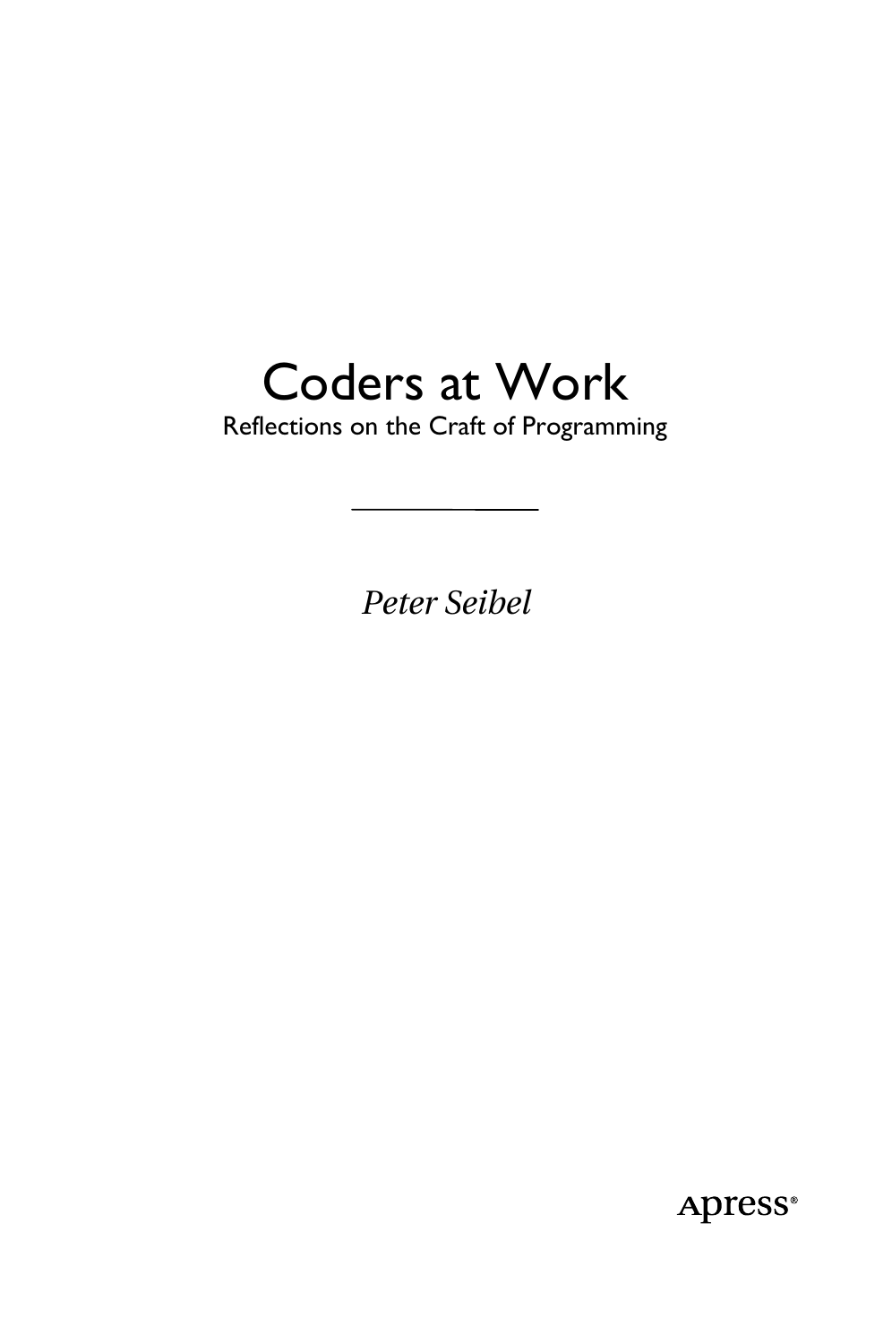# Coders at Work

Reflections on the Craft of Programming

---

*Peter Seibel*

Apress®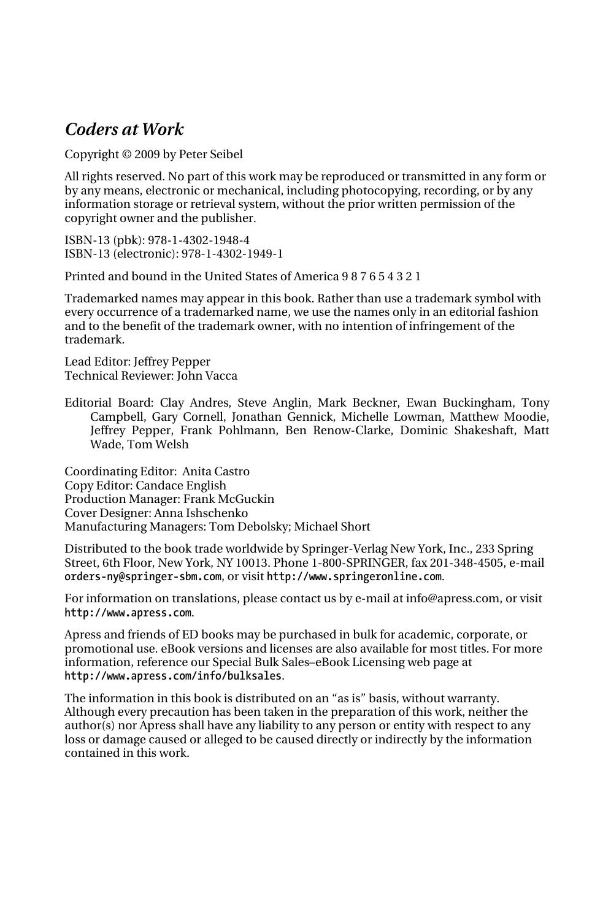*Coders at Work*

Copyright © 2009 by Peter Seibel

All rights reserved. No part of this work may be reproduced or transmitted in any form or by any means, electronic or mechanical, including photocopying, recording, or by any information storage or retrieval system, without the prior written permission of the copyright owner and the publisher.

ISBN-13 (pbk): 978-1-4302-1948-4
ISBN-13 (electronic): 978-1-4302-1949-1

Printed and bound in the United States of America 9 8 7 6 5 4 3 2 1

Trademarked names may appear in this book. Rather than use a trademark symbol with every occurrence of a trademarked name, we use the names only in an editorial fashion and to the benefit of the trademark owner, with no intention of infringement of the trademark.

Lead Editor: Jeffrey Pepper
Technical Reviewer: John Vacca

Editorial Board: Clay Andres, Steve Anglin, Mark Beckner, Ewan Buckingham, Tony Campbell, Gary Cornell, Jonathan Gennick, Michelle Lowman, Matthew Moodie, Jeffrey Pepper, Frank Pohlmann, Ben Renow-Clarke, Dominic Shakeshaft, Matt Wade, Tom Welsh

Coordinating Editor: Anita Castro
Copy Editor: Candace English
Production Manager: Frank McGuckin
Cover Designer: Anna Ishschenko
Manufacturing Managers: Tom Debolsky; Michael Short

Distributed to the book trade worldwide by Springer-Verlag New York, Inc., 233 Spring Street, 6th Floor, New York, NY 10013. Phone 1-800-SPRINGER, fax 201-348-4505, e-mail `orders-ny@springer-sbm.com`, or visit `http://www.springeronline.com`.

For information on translations, please contact us by e-mail at info@apress.com, or visit `http://www.apress.com`.

Apress and friends of ED books may be purchased in bulk for academic, corporate, or promotional use. eBook versions and licenses are also available for most titles. For more information, reference our Special Bulk Sales–eBook Licensing web page at `http://www.apress.com/info/bulksales`.

The information in this book is distributed on an "as is" basis, without warranty. Although every precaution has been taken in the preparation of this work, neither the author(s) nor Apress shall have any liability to any person or entity with respect to any loss or damage caused or alleged to be caused directly or indirectly by the information contained in this work.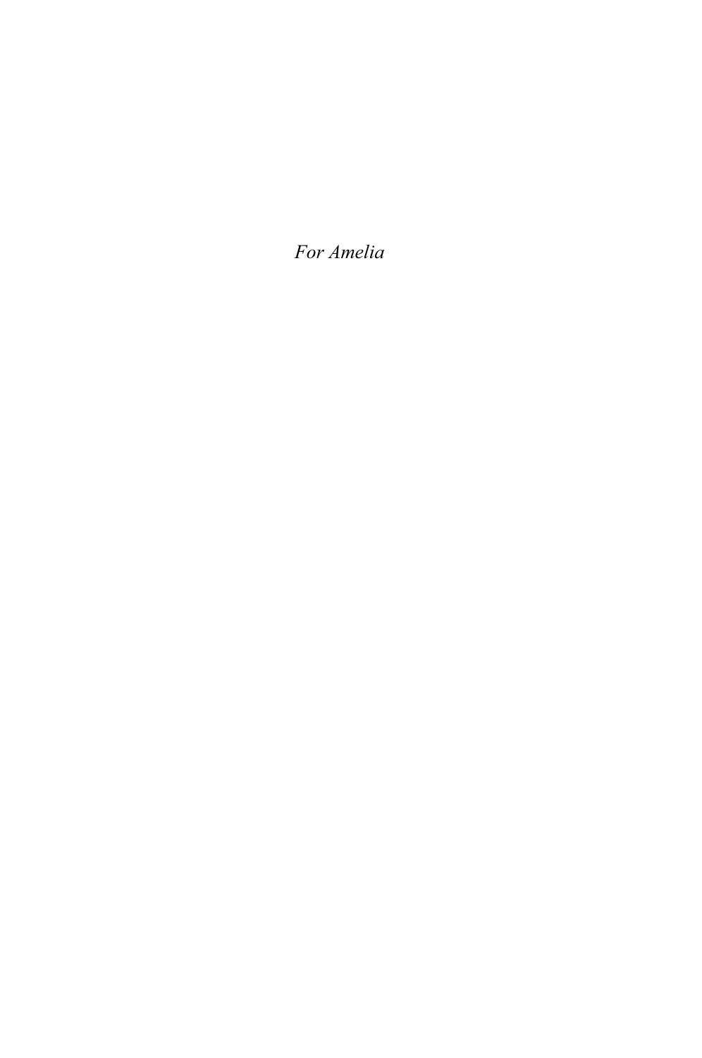*For Amelia*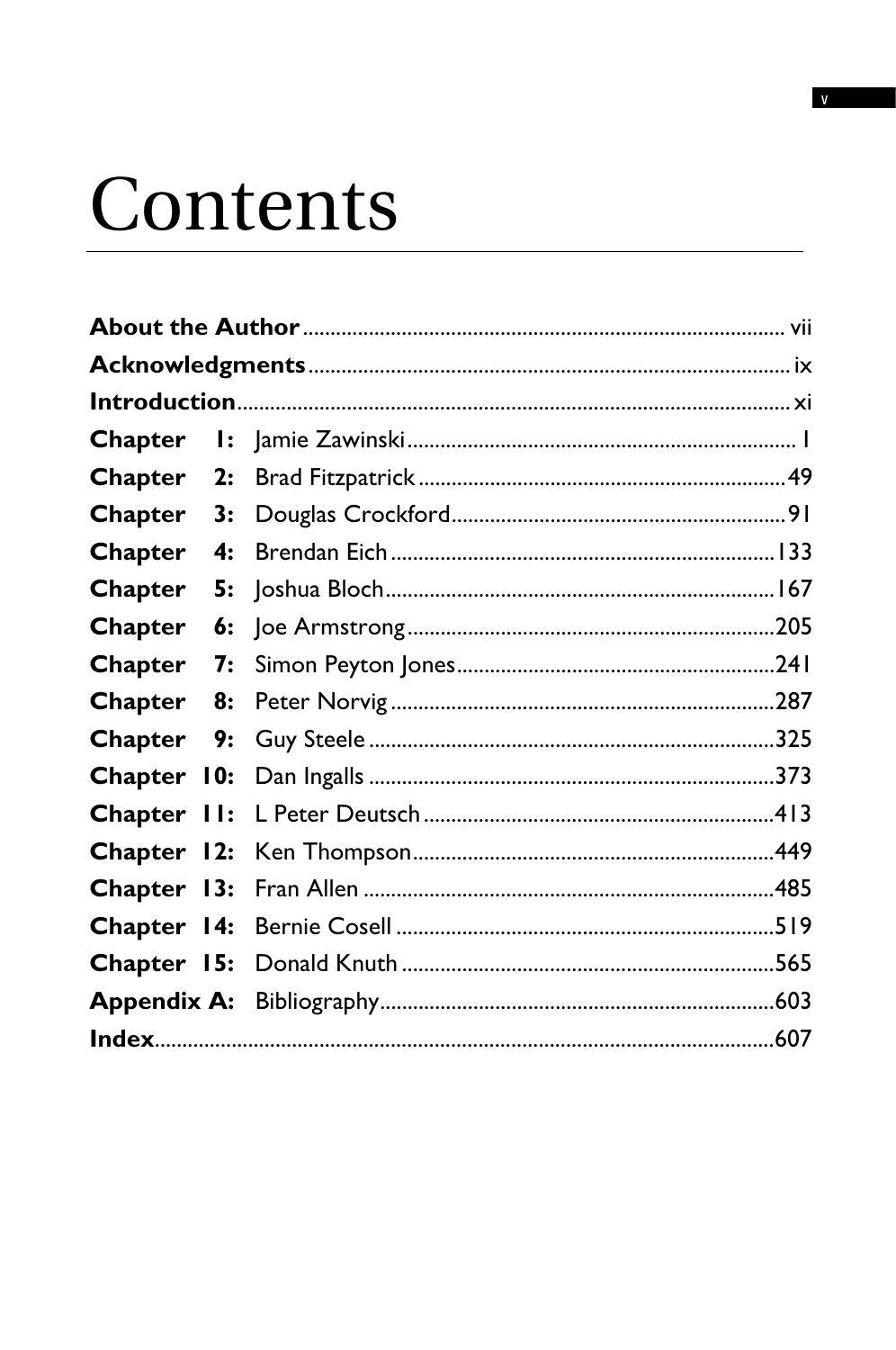# Contents

**About the Author** ........ vii

**Acknowledgments** ........ ix

**Introduction** ........ xi

**Chapter 1:** Jamie Zawinski ........ 1

**Chapter 2:** Brad Fitzpatrick ........ 49

**Chapter 3:** Douglas Crockford ........ 91

**Chapter 4:** Brendan Eich ........ 133

**Chapter 5:** Joshua Bloch ........ 167

**Chapter 6:** Joe Armstrong ........ 205

**Chapter 7:** Simon Peyton Jones ........ 241

**Chapter 8:** Peter Norvig ........ 287

**Chapter 9:** Guy Steele ........ 325

**Chapter 10:** Dan Ingalls ........ 373

**Chapter 11:** L Peter Deutsch ........ 413

**Chapter 12:** Ken Thompson ........ 449

**Chapter 13:** Fran Allen ........ 485

**Chapter 14:** Bernie Cosell ........ 519

**Chapter 15:** Donald Knuth ........ 565

**Appendix A:** Bibliography ........ 603

**Index** ........ 607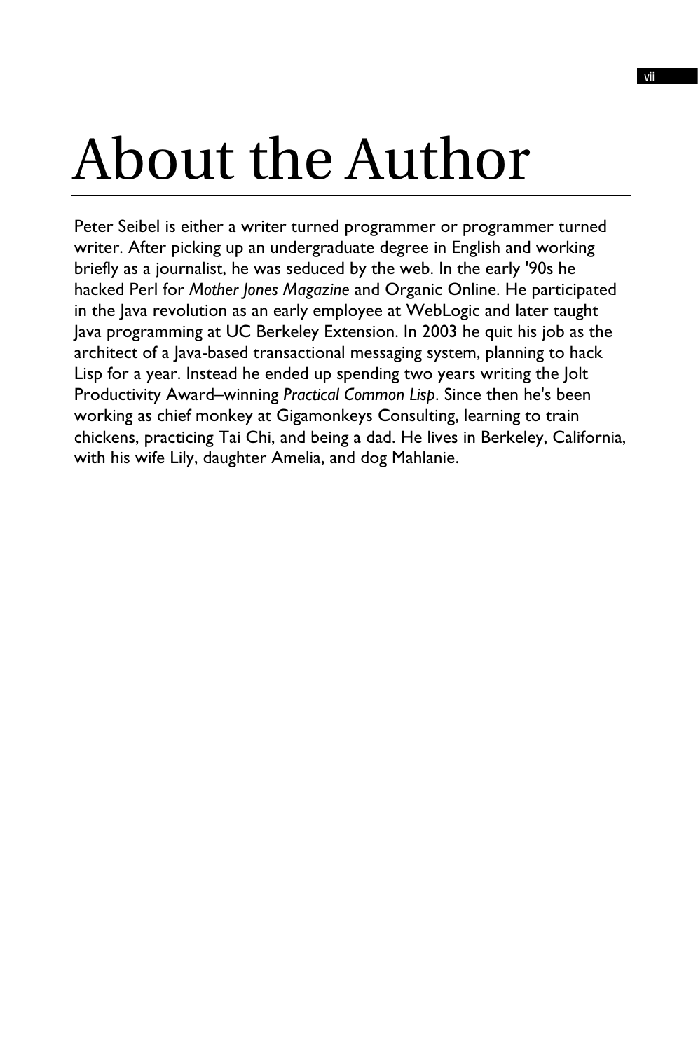# About the Author

Peter Seibel is either a writer turned programmer or programmer turned writer. After picking up an undergraduate degree in English and working briefly as a journalist, he was seduced by the web. In the early '90s he hacked Perl for *Mother Jones Magazine* and Organic Online. He participated in the Java revolution as an early employee at WebLogic and later taught Java programming at UC Berkeley Extension. In 2003 he quit his job as the architect of a Java-based transactional messaging system, planning to hack Lisp for a year. Instead he ended up spending two years writing the Jolt Productivity Award–winning *Practical Common Lisp*. Since then he's been working as chief monkey at Gigamonkeys Consulting, learning to train chickens, practicing Tai Chi, and being a dad. He lives in Berkeley, California, with his wife Lily, daughter Amelia, and dog Mahlanie.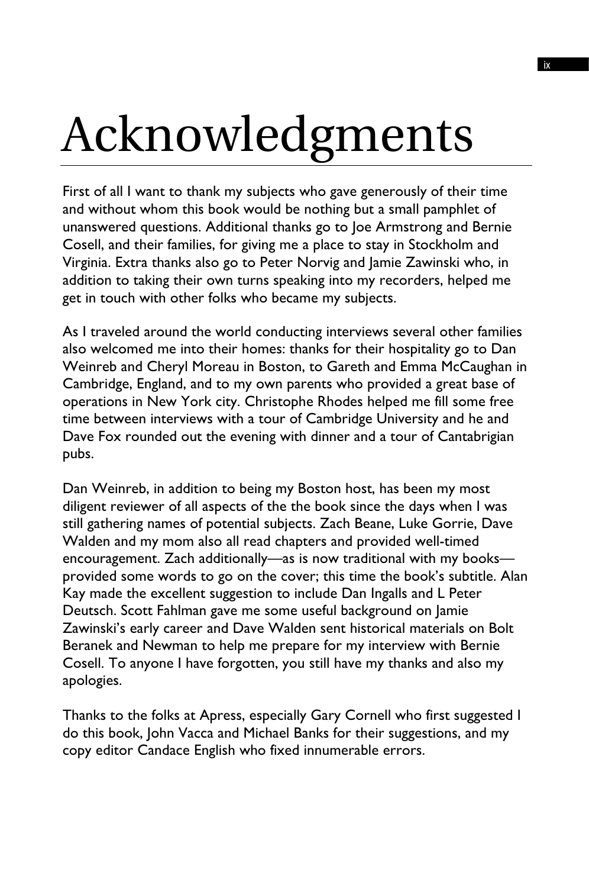# Acknowledgments

First of all I want to thank my subjects who gave generously of their time and without whom this book would be nothing but a small pamphlet of unanswered questions. Additional thanks go to Joe Armstrong and Bernie Cosell, and their families, for giving me a place to stay in Stockholm and Virginia. Extra thanks also go to Peter Norvig and Jamie Zawinski who, in addition to taking their own turns speaking into my recorders, helped me get in touch with other folks who became my subjects.

As I traveled around the world conducting interviews several other families also welcomed me into their homes: thanks for their hospitality go to Dan Weinreb and Cheryl Moreau in Boston, to Gareth and Emma McCaughan in Cambridge, England, and to my own parents who provided a great base of operations in New York city. Christophe Rhodes helped me fill some free time between interviews with a tour of Cambridge University and he and Dave Fox rounded out the evening with dinner and a tour of Cantabrigian pubs.

Dan Weinreb, in addition to being my Boston host, has been my most diligent reviewer of all aspects of the the book since the days when I was still gathering names of potential subjects. Zach Beane, Luke Gorrie, Dave Walden and my mom also all read chapters and provided well-timed encouragement. Zach additionally—as is now traditional with my books—provided some words to go on the cover; this time the book's subtitle. Alan Kay made the excellent suggestion to include Dan Ingalls and L Peter Deutsch. Scott Fahlman gave me some useful background on Jamie Zawinski's early career and Dave Walden sent historical materials on Bolt Beranek and Newman to help me prepare for my interview with Bernie Cosell. To anyone I have forgotten, you still have my thanks and also my apologies.

Thanks to the folks at Apress, especially Gary Cornell who first suggested I do this book, John Vacca and Michael Banks for their suggestions, and my copy editor Candace English who fixed innumerable errors.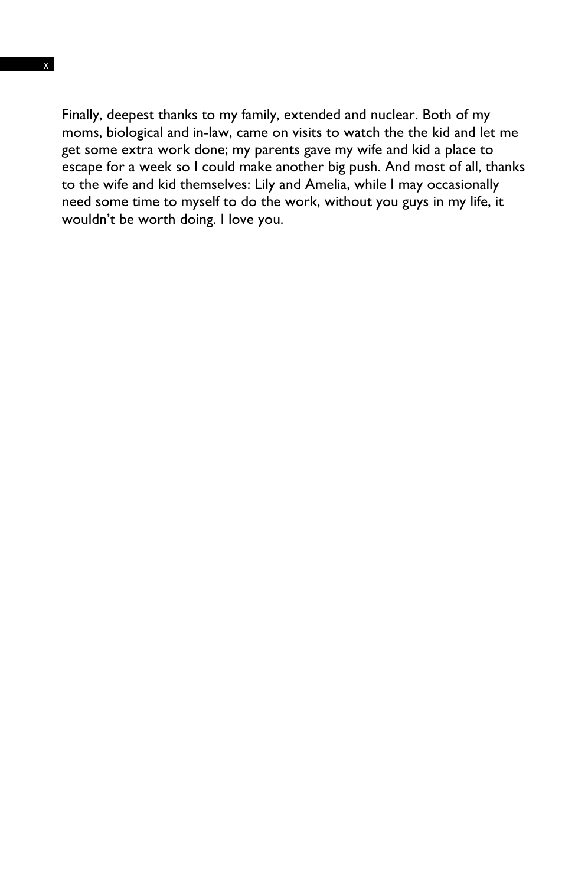Finally, deepest thanks to my family, extended and nuclear. Both of my moms, biological and in-law, came on visits to watch the the kid and let me get some extra work done; my parents gave my wife and kid a place to escape for a week so I could make another big push. And most of all, thanks to the wife and kid themselves: Lily and Amelia, while I may occasionally need some time to myself to do the work, without you guys in my life, it wouldn't be worth doing. I love you.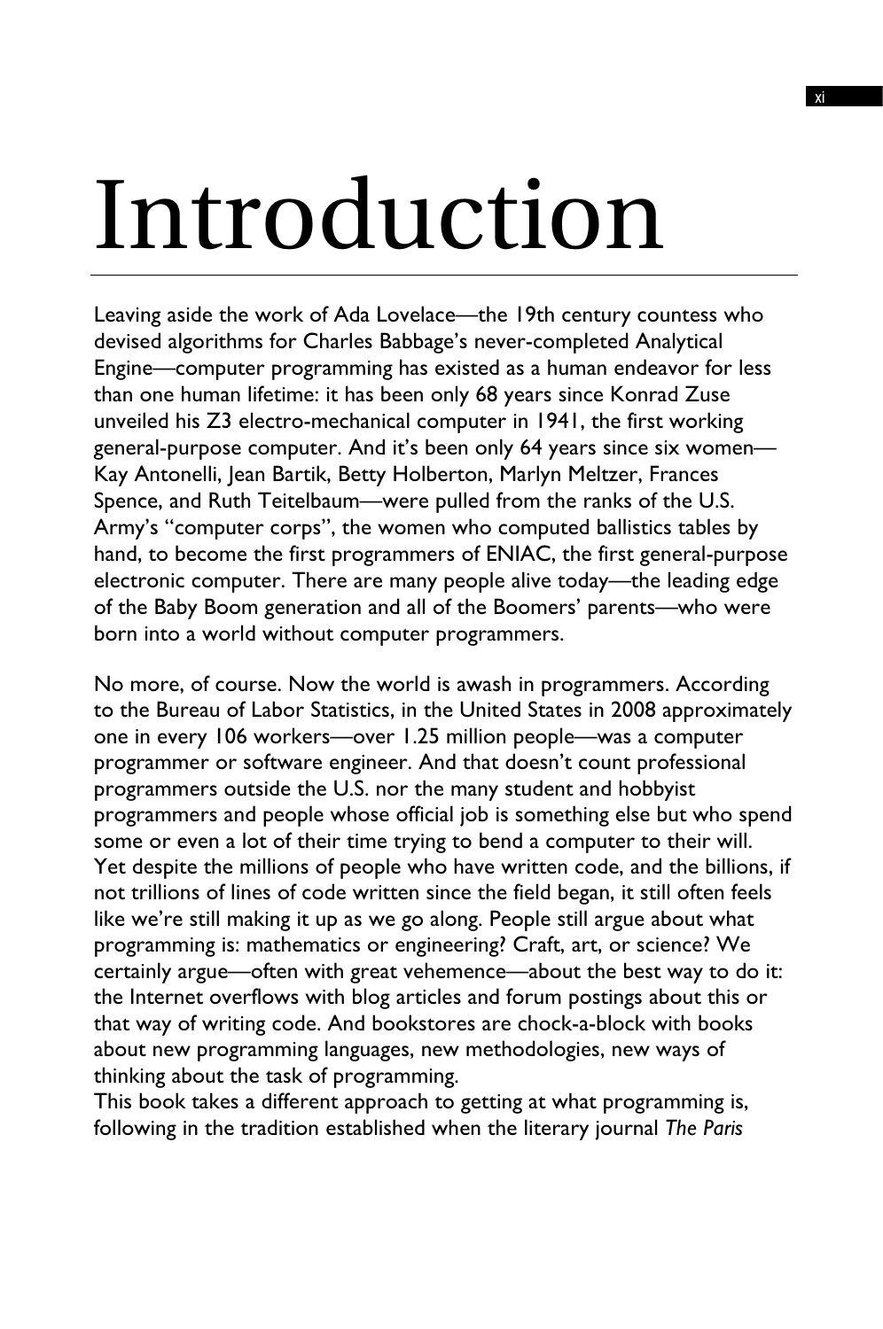# Introduction

Leaving aside the work of Ada Lovelace—the 19th century countess who devised algorithms for Charles Babbage's never-completed Analytical Engine—computer programming has existed as a human endeavor for less than one human lifetime: it has been only 68 years since Konrad Zuse unveiled his Z3 electro-mechanical computer in 1941, the first working general-purpose computer. And it's been only 64 years since six women—Kay Antonelli, Jean Bartik, Betty Holberton, Marlyn Meltzer, Frances Spence, and Ruth Teitelbaum—were pulled from the ranks of the U.S. Army's "computer corps", the women who computed ballistics tables by hand, to become the first programmers of ENIAC, the first general-purpose electronic computer. There are many people alive today—the leading edge of the Baby Boom generation and all of the Boomers' parents—who were born into a world without computer programmers.

No more, of course. Now the world is awash in programmers. According to the Bureau of Labor Statistics, in the United States in 2008 approximately one in every 106 workers—over 1.25 million people—was a computer programmer or software engineer. And that doesn't count professional programmers outside the U.S. nor the many student and hobbyist programmers and people whose official job is something else but who spend some or even a lot of their time trying to bend a computer to their will. Yet despite the millions of people who have written code, and the billions, if not trillions of lines of code written since the field began, it still often feels like we're still making it up as we go along. People still argue about what programming is: mathematics or engineering? Craft, art, or science? We certainly argue—often with great vehemence—about the best way to do it: the Internet overflows with blog articles and forum postings about this or that way of writing code. And bookstores are chock-a-block with books about new programming languages, new methodologies, new ways of thinking about the task of programming.

This book takes a different approach to getting at what programming is, following in the tradition established when the literary journal *The Paris*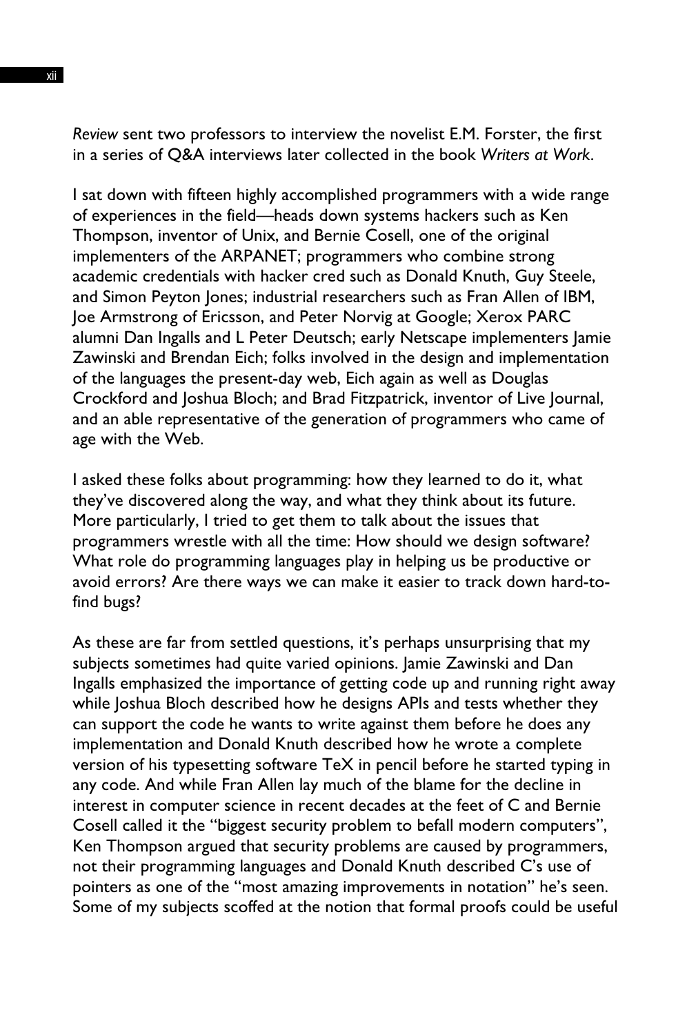*Review* sent two professors to interview the novelist E.M. Forster, the first in a series of Q&A interviews later collected in the book *Writers at Work*.

I sat down with fifteen highly accomplished programmers with a wide range of experiences in the field—heads down systems hackers such as Ken Thompson, inventor of Unix, and Bernie Cosell, one of the original implementers of the ARPANET; programmers who combine strong academic credentials with hacker cred such as Donald Knuth, Guy Steele, and Simon Peyton Jones; industrial researchers such as Fran Allen of IBM, Joe Armstrong of Ericsson, and Peter Norvig at Google; Xerox PARC alumni Dan Ingalls and L Peter Deutsch; early Netscape implementers Jamie Zawinski and Brendan Eich; folks involved in the design and implementation of the languages the present-day web, Eich again as well as Douglas Crockford and Joshua Bloch; and Brad Fitzpatrick, inventor of Live Journal, and an able representative of the generation of programmers who came of age with the Web.

I asked these folks about programming: how they learned to do it, what they've discovered along the way, and what they think about its future. More particularly, I tried to get them to talk about the issues that programmers wrestle with all the time: How should we design software? What role do programming languages play in helping us be productive or avoid errors? Are there ways we can make it easier to track down hard-to-find bugs?

As these are far from settled questions, it's perhaps unsurprising that my subjects sometimes had quite varied opinions. Jamie Zawinski and Dan Ingalls emphasized the importance of getting code up and running right away while Joshua Bloch described how he designs APIs and tests whether they can support the code he wants to write against them before he does any implementation and Donald Knuth described how he wrote a complete version of his typesetting software TeX in pencil before he started typing in any code. And while Fran Allen lay much of the blame for the decline in interest in computer science in recent decades at the feet of C and Bernie Cosell called it the "biggest security problem to befall modern computers", Ken Thompson argued that security problems are caused by programmers, not their programming languages and Donald Knuth described C's use of pointers as one of the "most amazing improvements in notation" he's seen. Some of my subjects scoffed at the notion that formal proofs could be useful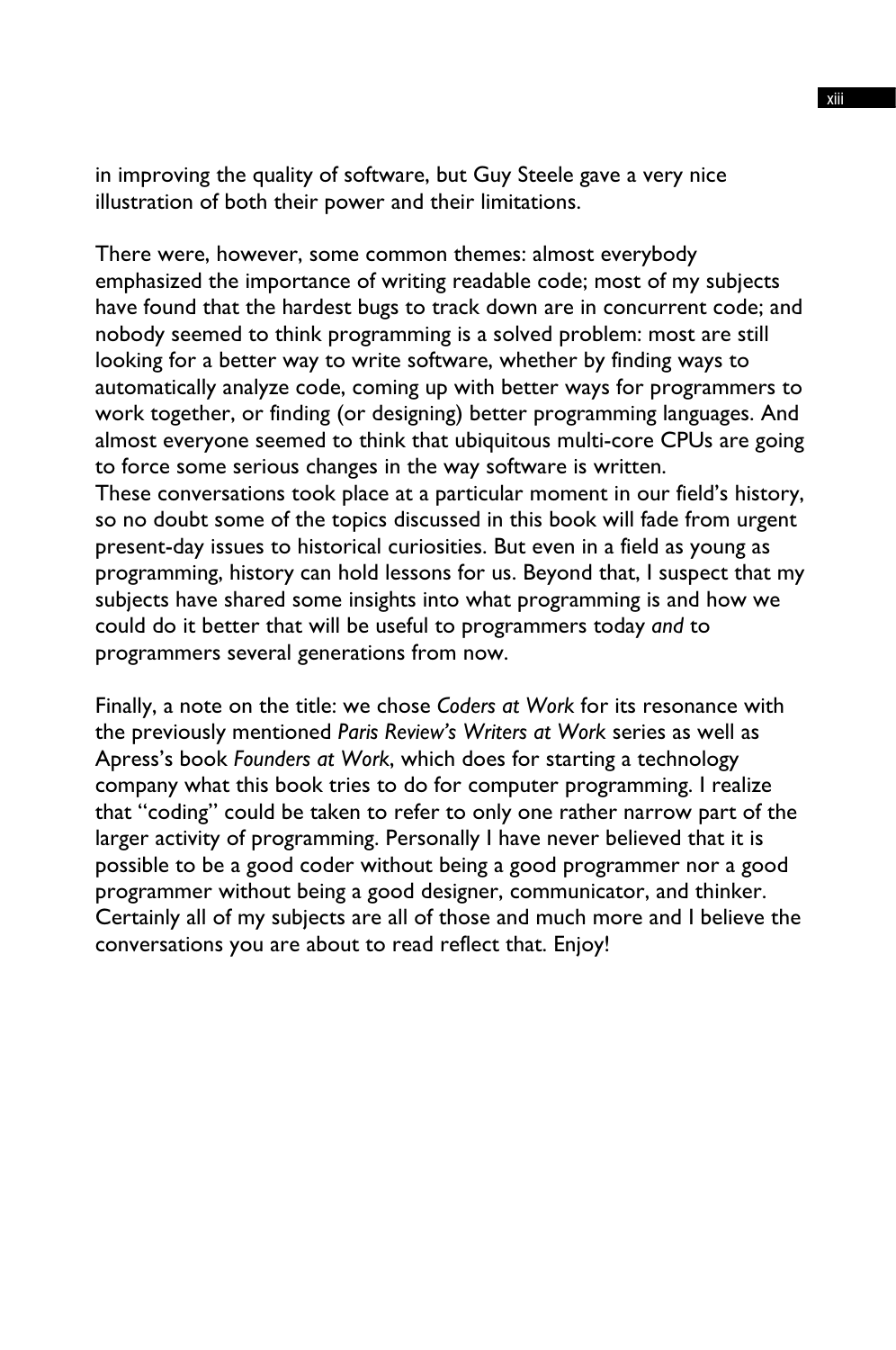in improving the quality of software, but Guy Steele gave a very nice illustration of both their power and their limitations.

There were, however, some common themes: almost everybody emphasized the importance of writing readable code; most of my subjects have found that the hardest bugs to track down are in concurrent code; and nobody seemed to think programming is a solved problem: most are still looking for a better way to write software, whether by finding ways to automatically analyze code, coming up with better ways for programmers to work together, or finding (or designing) better programming languages. And almost everyone seemed to think that ubiquitous multi-core CPUs are going to force some serious changes in the way software is written.
These conversations took place at a particular moment in our field's history, so no doubt some of the topics discussed in this book will fade from urgent present-day issues to historical curiosities. But even in a field as young as programming, history can hold lessons for us. Beyond that, I suspect that my subjects have shared some insights into what programming is and how we could do it better that will be useful to programmers today *and* to programmers several generations from now.

Finally, a note on the title: we chose *Coders at Work* for its resonance with the previously mentioned *Paris Review's Writers at Work* series as well as Apress's book *Founders at Work*, which does for starting a technology company what this book tries to do for computer programming. I realize that "coding" could be taken to refer to only one rather narrow part of the larger activity of programming. Personally I have never believed that it is possible to be a good coder without being a good programmer nor a good programmer without being a good designer, communicator, and thinker. Certainly all of my subjects are all of those and much more and I believe the conversations you are about to read reflect that. Enjoy!